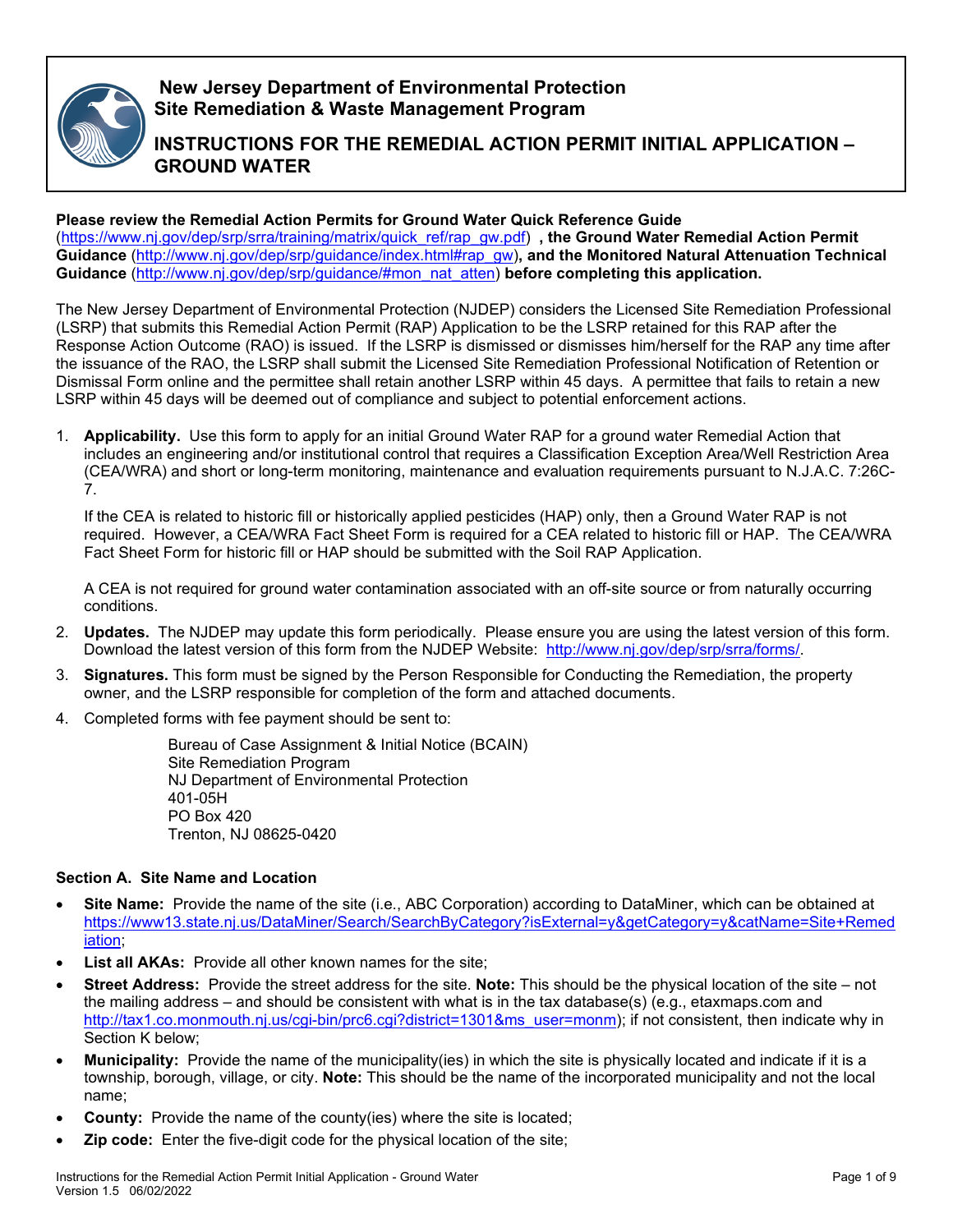# New Jersey Department of Environmental Protection
## Site Remediation & Waste Management Program

## INSTRUCTIONS FOR THE REMEDIAL ACTION PERMIT INITIAL APPLICATION – GROUND WATER

**Please review the Remedial Action Permits for Ground Water Quick Reference Guide** (https://www.nj.gov/dep/srp/srra/training/matrix/quick_ref/rap_gw.pdf) **, the Ground Water Remedial Action Permit Guidance** (http://www.nj.gov/dep/srp/guidance/index.html#rap_gw)**, and the Monitored Natural Attenuation Technical Guidance** (http://www.nj.gov/dep/srp/guidance/#mon_nat_atten) **before completing this application.**

The New Jersey Department of Environmental Protection (NJDEP) considers the Licensed Site Remediation Professional (LSRP) that submits this Remedial Action Permit (RAP) Application to be the LSRP retained for this RAP after the Response Action Outcome (RAO) is issued. If the LSRP is dismissed or dismisses him/herself for the RAP any time after the issuance of the RAO, the LSRP shall submit the Licensed Site Remediation Professional Notification of Retention or Dismissal Form online and the permittee shall retain another LSRP within 45 days. A permittee that fails to retain a new LSRP within 45 days will be deemed out of compliance and subject to potential enforcement actions.

1. **Applicability.** Use this form to apply for an initial Ground Water RAP for a ground water Remedial Action that includes an engineering and/or institutional control that requires a Classification Exception Area/Well Restriction Area (CEA/WRA) and short or long-term monitoring, maintenance and evaluation requirements pursuant to N.J.A.C. 7:26C-7.

   If the CEA is related to historic fill or historically applied pesticides (HAP) only, then a Ground Water RAP is not required. However, a CEA/WRA Fact Sheet Form is required for a CEA related to historic fill or HAP. The CEA/WRA Fact Sheet Form for historic fill or HAP should be submitted with the Soil RAP Application.

   A CEA is not required for ground water contamination associated with an off-site source or from naturally occurring conditions.

2. **Updates.** The NJDEP may update this form periodically. Please ensure you are using the latest version of this form. Download the latest version of this form from the NJDEP Website: http://www.nj.gov/dep/srp/srra/forms/.

3. **Signatures.** This form must be signed by the Person Responsible for Conducting the Remediation, the property owner, and the LSRP responsible for completion of the form and attached documents.

4. Completed forms with fee payment should be sent to:

   Bureau of Case Assignment & Initial Notice (BCAIN)
   Site Remediation Program
   NJ Department of Environmental Protection
   401-05H
   PO Box 420
   Trenton, NJ 08625-0420

### Section A. Site Name and Location

- **Site Name:** Provide the name of the site (i.e., ABC Corporation) according to DataMiner, which can be obtained at https://www13.state.nj.us/DataMiner/Search/SearchByCategory?isExternal=y&getCategory=y&catName=Site+Remediation;
- **List all AKAs:** Provide all other known names for the site;
- **Street Address:** Provide the street address for the site. **Note:** This should be the physical location of the site – not the mailing address – and should be consistent with what is in the tax database(s) (e.g., etaxmaps.com and http://tax1.co.monmouth.nj.us/cgi-bin/prc6.cgi?district=1301&ms_user=monm); if not consistent, then indicate why in Section K below;
- **Municipality:** Provide the name of the municipality(ies) in which the site is physically located and indicate if it is a township, borough, village, or city. **Note:** This should be the name of the incorporated municipality and not the local name;
- **County:** Provide the name of the county(ies) where the site is located;
- **Zip code:** Enter the five-digit code for the physical location of the site;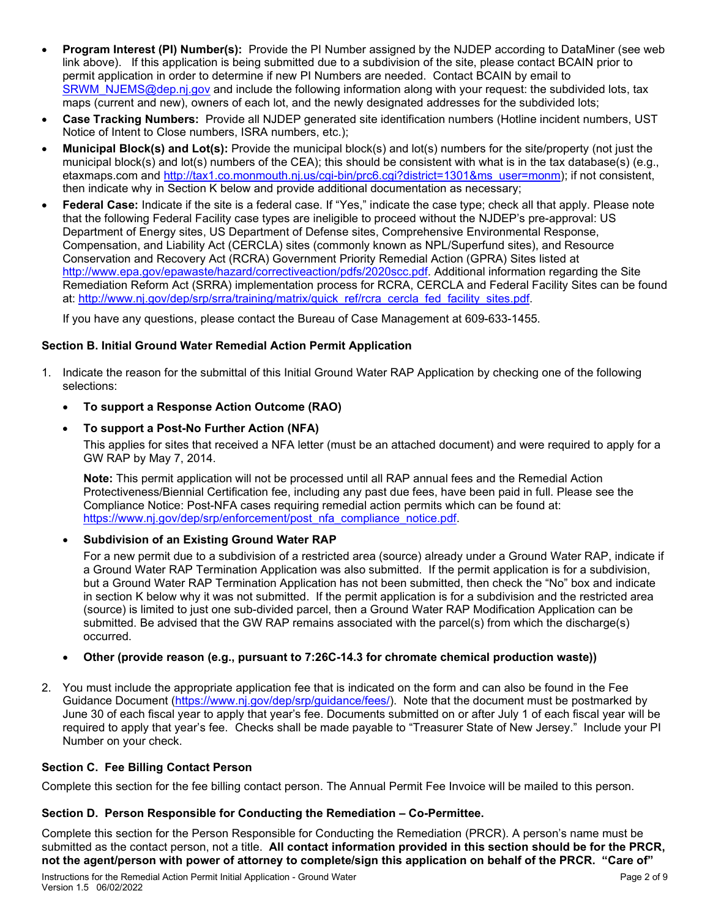- **Program Interest (PI) Number(s):** Provide the PI Number assigned by the NJDEP according to DataMiner (see web link above). If this application is being submitted due to a subdivision of the site, please contact BCAIN prior to permit application in order to determine if new PI Numbers are needed. Contact BCAIN by email to SRWM_NJEMS@dep.nj.gov and include the following information along with your request: the subdivided lots, tax maps (current and new), owners of each lot, and the newly designated addresses for the subdivided lots;
- **Case Tracking Numbers:** Provide all NJDEP generated site identification numbers (Hotline incident numbers, UST Notice of Intent to Close numbers, ISRA numbers, etc.);
- **Municipal Block(s) and Lot(s):** Provide the municipal block(s) and lot(s) numbers for the site/property (not just the municipal block(s) and lot(s) numbers of the CEA); this should be consistent with what is in the tax database(s) (e.g., etaxmaps.com and http://tax1.co.monmouth.nj.us/cgi-bin/prc6.cgi?district=1301&ms_user=monm); if not consistent, then indicate why in Section K below and provide additional documentation as necessary;
- **Federal Case:** Indicate if the site is a federal case. If "Yes," indicate the case type; check all that apply. Please note that the following Federal Facility case types are ineligible to proceed without the NJDEP's pre-approval: US Department of Energy sites, US Department of Defense sites, Comprehensive Environmental Response, Compensation, and Liability Act (CERCLA) sites (commonly known as NPL/Superfund sites), and Resource Conservation and Recovery Act (RCRA) Government Priority Remedial Action (GPRA) Sites listed at http://www.epa.gov/epawaste/hazard/correctiveaction/pdfs/2020scc.pdf. Additional information regarding the Site Remediation Reform Act (SRRA) implementation process for RCRA, CERCLA and Federal Facility Sites can be found at: http://www.nj.gov/dep/srp/srra/training/matrix/quick_ref/rcra_cercla_fed_facility_sites.pdf.

  If you have any questions, please contact the Bureau of Case Management at 609-633-1455.

### Section B. Initial Ground Water Remedial Action Permit Application

1. Indicate the reason for the submittal of this Initial Ground Water RAP Application by checking one of the following selections:

   - **To support a Response Action Outcome (RAO)**
   - **To support a Post-No Further Action (NFA)**

     This applies for sites that received a NFA letter (must be an attached document) and were required to apply for a GW RAP by May 7, 2014.

     **Note:** This permit application will not be processed until all RAP annual fees and the Remedial Action Protectiveness/Biennial Certification fee, including any past due fees, have been paid in full. Please see the Compliance Notice: Post-NFA cases requiring remedial action permits which can be found at: https://www.nj.gov/dep/srp/enforcement/post_nfa_compliance_notice.pdf.

   - **Subdivision of an Existing Ground Water RAP**

     For a new permit due to a subdivision of a restricted area (source) already under a Ground Water RAP, indicate if a Ground Water RAP Termination Application was also submitted. If the permit application is for a subdivision, but a Ground Water RAP Termination Application has not been submitted, then check the "No" box and indicate in section K below why it was not submitted. If the permit application is for a subdivision and the restricted area (source) is limited to just one sub-divided parcel, then a Ground Water RAP Modification Application can be submitted. Be advised that the GW RAP remains associated with the parcel(s) from which the discharge(s) occurred.

   - **Other (provide reason (e.g., pursuant to 7:26C-14.3 for chromate chemical production waste))**

2. You must include the appropriate application fee that is indicated on the form and can also be found in the Fee Guidance Document (https://www.nj.gov/dep/srp/guidance/fees/). Note that the document must be postmarked by June 30 of each fiscal year to apply that year's fee. Documents submitted on or after July 1 of each fiscal year will be required to apply that year's fee. Checks shall be made payable to "Treasurer State of New Jersey." Include your PI Number on your check.

### Section C. Fee Billing Contact Person

Complete this section for the fee billing contact person. The Annual Permit Fee Invoice will be mailed to this person.

### Section D. Person Responsible for Conducting the Remediation – Co-Permittee.

Complete this section for the Person Responsible for Conducting the Remediation (PRCR). A person's name must be submitted as the contact person, not a title. **All contact information provided in this section should be for the PRCR, not the agent/person with power of attorney to complete/sign this application on behalf of the PRCR. "Care of"**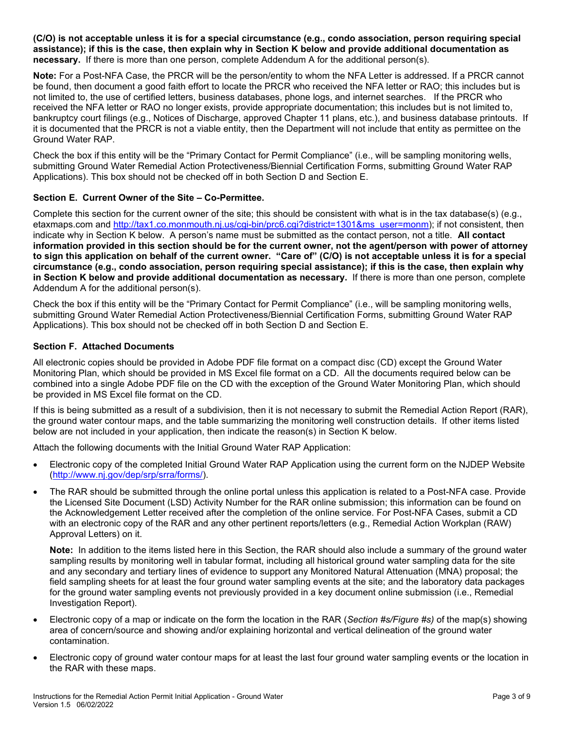**(C/O) is not acceptable unless it is for a special circumstance (e.g., condo association, person requiring special assistance); if this is the case, then explain why in Section K below and provide additional documentation as necessary.** If there is more than one person, complete Addendum A for the additional person(s).

**Note:** For a Post-NFA Case, the PRCR will be the person/entity to whom the NFA Letter is addressed. If a PRCR cannot be found, then document a good faith effort to locate the PRCR who received the NFA letter or RAO; this includes but is not limited to, the use of certified letters, business databases, phone logs, and internet searches. If the PRCR who received the NFA letter or RAO no longer exists, provide appropriate documentation; this includes but is not limited to, bankruptcy court filings (e.g., Notices of Discharge, approved Chapter 11 plans, etc.), and business database printouts. If it is documented that the PRCR is not a viable entity, then the Department will not include that entity as permittee on the Ground Water RAP.

Check the box if this entity will be the "Primary Contact for Permit Compliance" (i.e., will be sampling monitoring wells, submitting Ground Water Remedial Action Protectiveness/Biennial Certification Forms, submitting Ground Water RAP Applications). This box should not be checked off in both Section D and Section E.

### Section E. Current Owner of the Site – Co-Permittee.

Complete this section for the current owner of the site; this should be consistent with what is in the tax database(s) (e.g., etaxmaps.com and http://tax1.co.monmouth.nj.us/cgi-bin/prc6.cgi?district=1301&ms_user=monm); if not consistent, then indicate why in Section K below. A person's name must be submitted as the contact person, not a title. **All contact information provided in this section should be for the current owner, not the agent/person with power of attorney to sign this application on behalf of the current owner. "Care of" (C/O) is not acceptable unless it is for a special circumstance (e.g., condo association, person requiring special assistance); if this is the case, then explain why in Section K below and provide additional documentation as necessary.** If there is more than one person, complete Addendum A for the additional person(s).

Check the box if this entity will be the "Primary Contact for Permit Compliance" (i.e., will be sampling monitoring wells, submitting Ground Water Remedial Action Protectiveness/Biennial Certification Forms, submitting Ground Water RAP Applications). This box should not be checked off in both Section D and Section E.

### Section F. Attached Documents

All electronic copies should be provided in Adobe PDF file format on a compact disc (CD) except the Ground Water Monitoring Plan, which should be provided in MS Excel file format on a CD. All the documents required below can be combined into a single Adobe PDF file on the CD with the exception of the Ground Water Monitoring Plan, which should be provided in MS Excel file format on the CD.

If this is being submitted as a result of a subdivision, then it is not necessary to submit the Remedial Action Report (RAR), the ground water contour maps, and the table summarizing the monitoring well construction details. If other items listed below are not included in your application, then indicate the reason(s) in Section K below.

Attach the following documents with the Initial Ground Water RAP Application:

- Electronic copy of the completed Initial Ground Water RAP Application using the current form on the NJDEP Website (http://www.nj.gov/dep/srp/srra/forms/).
- The RAR should be submitted through the online portal unless this application is related to a Post-NFA case. Provide the Licensed Site Document (LSD) Activity Number for the RAR online submission; this information can be found on the Acknowledgement Letter received after the completion of the online service. For Post-NFA Cases, submit a CD with an electronic copy of the RAR and any other pertinent reports/letters (e.g., Remedial Action Workplan (RAW) Approval Letters) on it.

  **Note:** In addition to the items listed here in this Section, the RAR should also include a summary of the ground water sampling results by monitoring well in tabular format, including all historical ground water sampling data for the site and any secondary and tertiary lines of evidence to support any Monitored Natural Attenuation (MNA) proposal; the field sampling sheets for at least the four ground water sampling events at the site; and the laboratory data packages for the ground water sampling events not previously provided in a key document online submission (i.e., Remedial Investigation Report).

- Electronic copy of a map or indicate on the form the location in the RAR (*Section #s/Figure #s)* of the map(s) showing area of concern/source and showing and/or explaining horizontal and vertical delineation of the ground water contamination.
- Electronic copy of ground water contour maps for at least the last four ground water sampling events or the location in the RAR with these maps.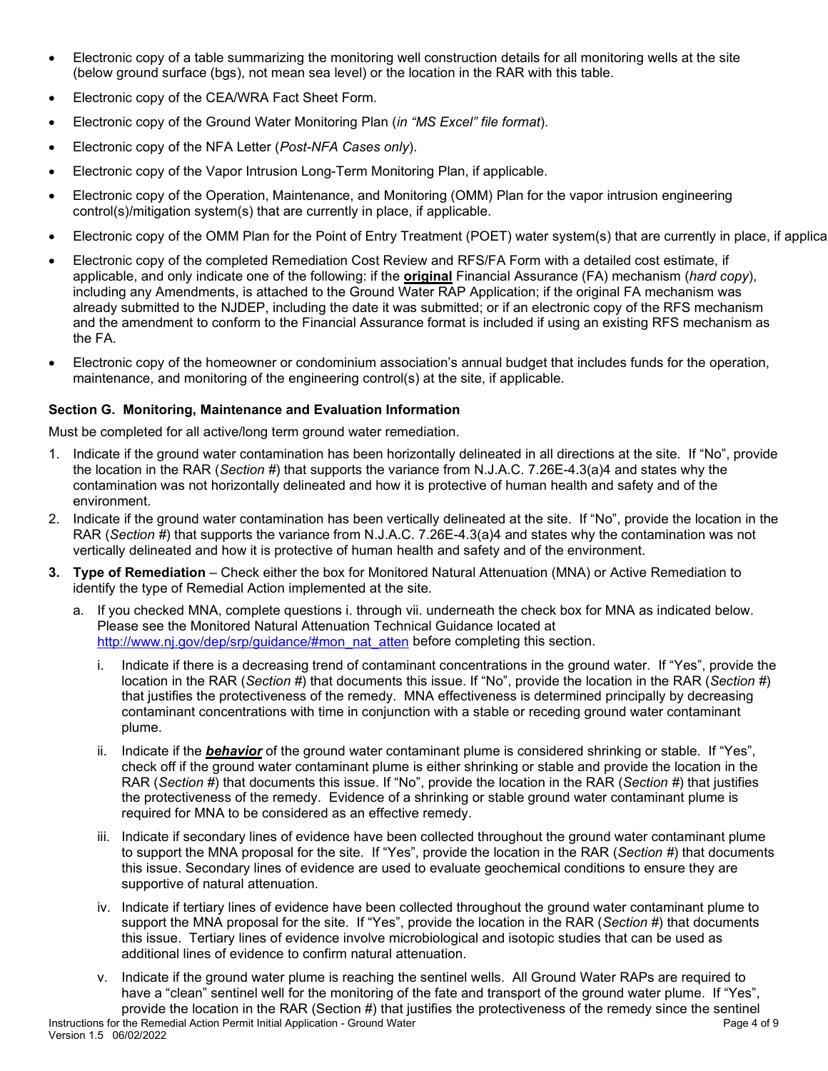- Electronic copy of a table summarizing the monitoring well construction details for all monitoring wells at the site (below ground surface (bgs), not mean sea level) or the location in the RAR with this table.
- Electronic copy of the CEA/WRA Fact Sheet Form.
- Electronic copy of the Ground Water Monitoring Plan (*in "MS Excel" file format*).
- Electronic copy of the NFA Letter (*Post-NFA Cases only*).
- Electronic copy of the Vapor Intrusion Long-Term Monitoring Plan, if applicable.
- Electronic copy of the Operation, Maintenance, and Monitoring (OMM) Plan for the vapor intrusion engineering control(s)/mitigation system(s) that are currently in place, if applicable.
- Electronic copy of the OMM Plan for the Point of Entry Treatment (POET) water system(s) that are currently in place, if applica
- Electronic copy of the completed Remediation Cost Review and RFS/FA Form with a detailed cost estimate, if applicable, and only indicate one of the following: if the **original** Financial Assurance (FA) mechanism (*hard copy*), including any Amendments, is attached to the Ground Water RAP Application; if the original FA mechanism was already submitted to the NJDEP, including the date it was submitted; or if an electronic copy of the RFS mechanism and the amendment to conform to the Financial Assurance format is included if using an existing RFS mechanism as the FA.
- Electronic copy of the homeowner or condominium association's annual budget that includes funds for the operation, maintenance, and monitoring of the engineering control(s) at the site, if applicable.

### Section G. Monitoring, Maintenance and Evaluation Information

Must be completed for all active/long term ground water remediation.

1. Indicate if the ground water contamination has been horizontally delineated in all directions at the site. If "No", provide the location in the RAR (*Section #*) that supports the variance from N.J.A.C. 7.26E-4.3(a)4 and states why the contamination was not horizontally delineated and how it is protective of human health and safety and of the environment.
2. Indicate if the ground water contamination has been vertically delineated at the site. If "No", provide the location in the RAR (*Section #*) that supports the variance from N.J.A.C. 7.26E-4.3(a)4 and states why the contamination was not vertically delineated and how it is protective of human health and safety and of the environment.
3. **Type of Remediation** – Check either the box for Monitored Natural Attenuation (MNA) or Active Remediation to identify the type of Remedial Action implemented at the site.
   a. If you checked MNA, complete questions i. through vii. underneath the check box for MNA as indicated below. Please see the Monitored Natural Attenuation Technical Guidance located at http://www.nj.gov/dep/srp/guidance/#mon_nat_atten before completing this section.
      i. Indicate if there is a decreasing trend of contaminant concentrations in the ground water. If "Yes", provide the location in the RAR (*Section #*) that documents this issue. If "No", provide the location in the RAR (*Section #*) that justifies the protectiveness of the remedy. MNA effectiveness is determined principally by decreasing contaminant concentrations with time in conjunction with a stable or receding ground water contaminant plume.
      ii. Indicate if the ***behavior*** of the ground water contaminant plume is considered shrinking or stable. If "Yes", check off if the ground water contaminant plume is either shrinking or stable and provide the location in the RAR (*Section #*) that documents this issue. If "No", provide the location in the RAR (*Section #*) that justifies the protectiveness of the remedy. Evidence of a shrinking or stable ground water contaminant plume is required for MNA to be considered as an effective remedy.
      iii. Indicate if secondary lines of evidence have been collected throughout the ground water contaminant plume to support the MNA proposal for the site. If "Yes", provide the location in the RAR (*Section #*) that documents this issue. Secondary lines of evidence are used to evaluate geochemical conditions to ensure they are supportive of natural attenuation.
      iv. Indicate if tertiary lines of evidence have been collected throughout the ground water contaminant plume to support the MNA proposal for the site. If "Yes", provide the location in the RAR (*Section #*) that documents this issue. Tertiary lines of evidence involve microbiological and isotopic studies that can be used as additional lines of evidence to confirm natural attenuation.
      v. Indicate if the ground water plume is reaching the sentinel wells. All Ground Water RAPs are required to have a "clean" sentinel well for the monitoring of the fate and transport of the ground water plume. If "Yes", provide the location in the RAR (Section #) that justifies the protectiveness of the remedy since the sentinel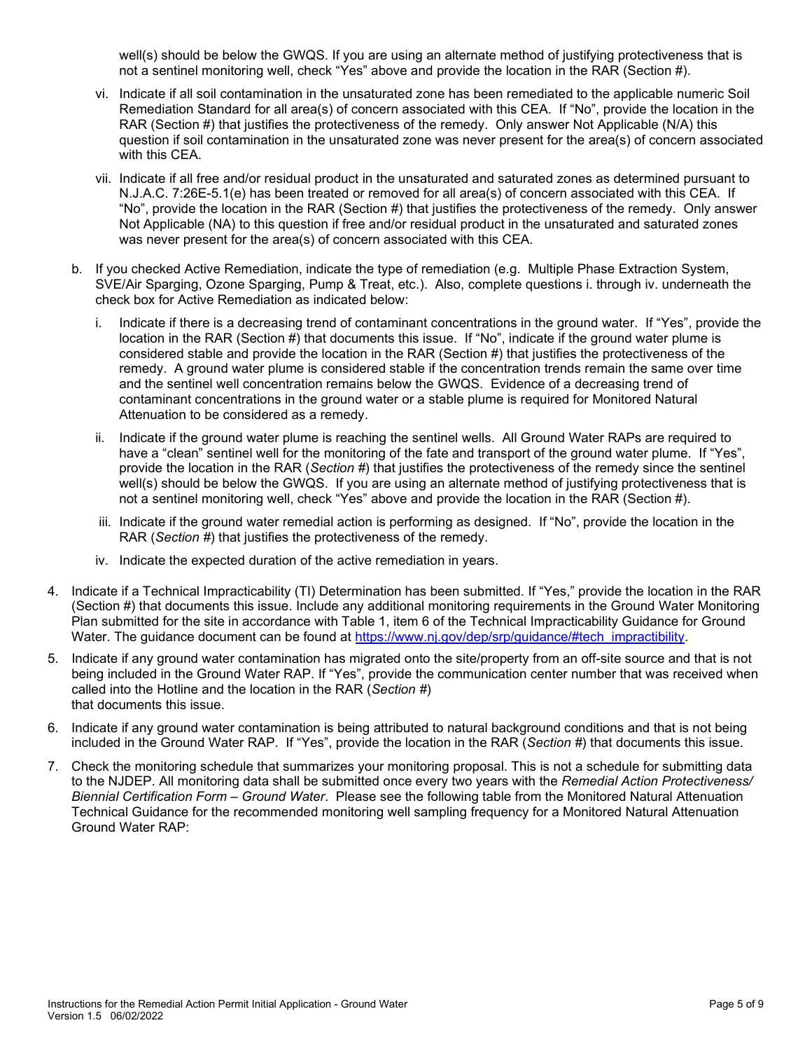well(s) should be below the GWQS. If you are using an alternate method of justifying protectiveness that is not a sentinel monitoring well, check "Yes" above and provide the location in the RAR (Section #).

vi. Indicate if all soil contamination in the unsaturated zone has been remediated to the applicable numeric Soil Remediation Standard for all area(s) of concern associated with this CEA. If "No", provide the location in the RAR (Section #) that justifies the protectiveness of the remedy. Only answer Not Applicable (N/A) this question if soil contamination in the unsaturated zone was never present for the area(s) of concern associated with this CEA.

vii. Indicate if all free and/or residual product in the unsaturated and saturated zones as determined pursuant to N.J.A.C. 7:26E-5.1(e) has been treated or removed for all area(s) of concern associated with this CEA. If "No", provide the location in the RAR (Section #) that justifies the protectiveness of the remedy. Only answer Not Applicable (NA) to this question if free and/or residual product in the unsaturated and saturated zones was never present for the area(s) of concern associated with this CEA.

b. If you checked Active Remediation, indicate the type of remediation (e.g. Multiple Phase Extraction System, SVE/Air Sparging, Ozone Sparging, Pump & Treat, etc.). Also, complete questions i. through iv. underneath the check box for Active Remediation as indicated below:

   i. Indicate if there is a decreasing trend of contaminant concentrations in the ground water. If "Yes", provide the location in the RAR (Section #) that documents this issue. If "No", indicate if the ground water plume is considered stable and provide the location in the RAR (Section #) that justifies the protectiveness of the remedy. A ground water plume is considered stable if the concentration trends remain the same over time and the sentinel well concentration remains below the GWQS. Evidence of a decreasing trend of contaminant concentrations in the ground water or a stable plume is required for Monitored Natural Attenuation to be considered as a remedy.

   ii. Indicate if the ground water plume is reaching the sentinel wells. All Ground Water RAPs are required to have a "clean" sentinel well for the monitoring of the fate and transport of the ground water plume. If "Yes", provide the location in the RAR (*Section* #) that justifies the protectiveness of the remedy since the sentinel well(s) should be below the GWQS. If you are using an alternate method of justifying protectiveness that is not a sentinel monitoring well, check "Yes" above and provide the location in the RAR (Section #).

   iii. Indicate if the ground water remedial action is performing as designed. If "No", provide the location in the RAR (*Section* #) that justifies the protectiveness of the remedy.

   iv. Indicate the expected duration of the active remediation in years.

4. Indicate if a Technical Impracticability (TI) Determination has been submitted. If "Yes," provide the location in the RAR (Section #) that documents this issue. Include any additional monitoring requirements in the Ground Water Monitoring Plan submitted for the site in accordance with Table 1, item 6 of the Technical Impracticability Guidance for Ground Water. The guidance document can be found at [https://www.nj.gov/dep/srp/guidance/#tech_impractibility](https://www.nj.gov/dep/srp/guidance/#tech_impractibility).

5. Indicate if any ground water contamination has migrated onto the site/property from an off-site source and that is not being included in the Ground Water RAP. If "Yes", provide the communication center number that was received when called into the Hotline and the location in the RAR (*Section* #) that documents this issue.

6. Indicate if any ground water contamination is being attributed to natural background conditions and that is not being included in the Ground Water RAP. If "Yes", provide the location in the RAR (*Section* #) that documents this issue.

7. Check the monitoring schedule that summarizes your monitoring proposal. This is not a schedule for submitting data to the NJDEP. All monitoring data shall be submitted once every two years with the *Remedial Action Protectiveness/ Biennial Certification Form – Ground Water*. Please see the following table from the Monitored Natural Attenuation Technical Guidance for the recommended monitoring well sampling frequency for a Monitored Natural Attenuation Ground Water RAP: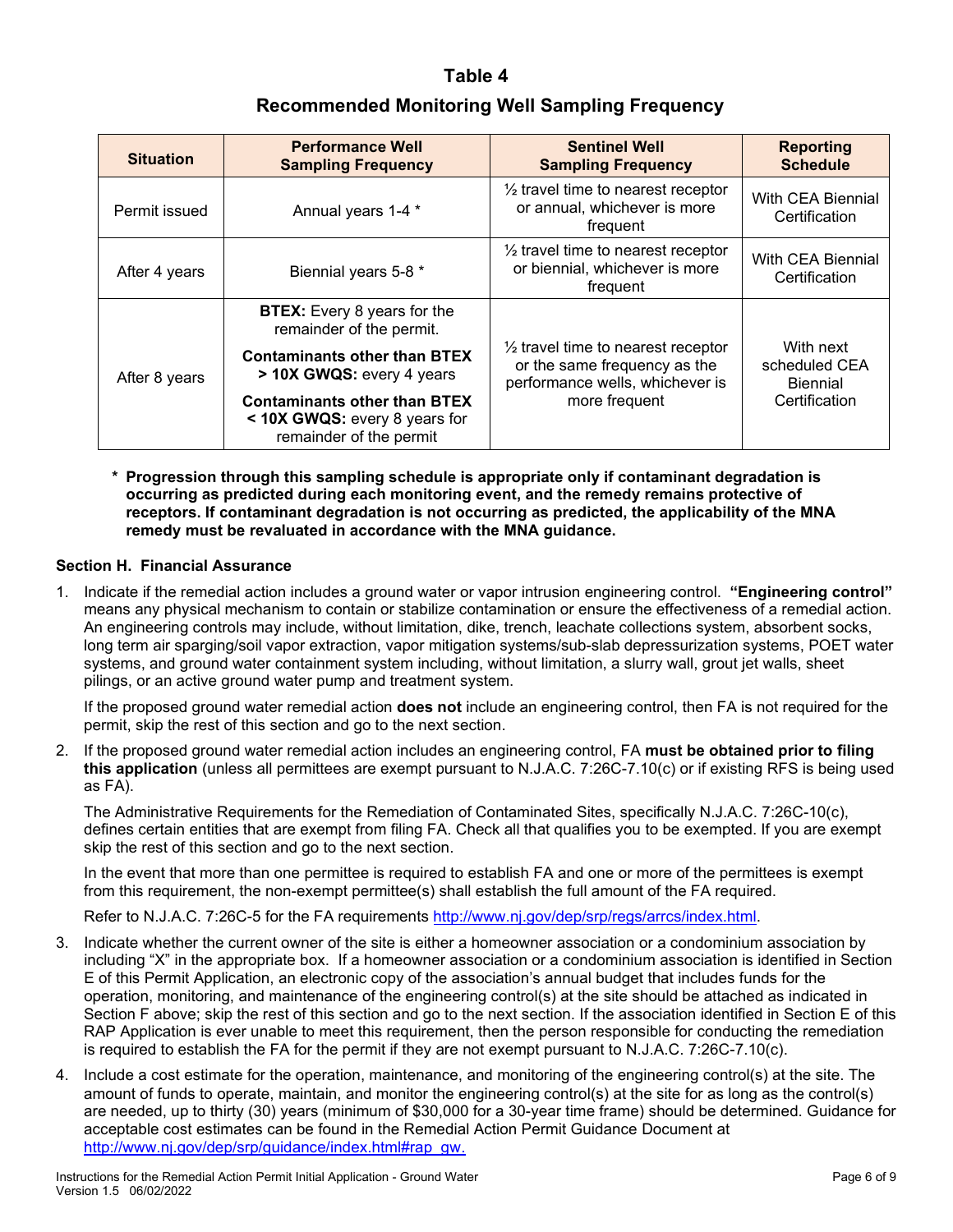## Table 4

## Recommended Monitoring Well Sampling Frequency

| Situation | Performance Well Sampling Frequency | Sentinel Well Sampling Frequency | Reporting Schedule |
|---|---|---|---|
| Permit issued | Annual years 1-4 * | ½ travel time to nearest receptor or annual, whichever is more frequent | With CEA Biennial Certification |
| After 4 years | Biennial years 5-8 * | ½ travel time to nearest receptor or biennial, whichever is more frequent | With CEA Biennial Certification |
| After 8 years | **BTEX:** Every 8 years for the remainder of the permit. **Contaminants other than BTEX > 10X GWQS:** every 4 years **Contaminants other than BTEX < 10X GWQS:** every 8 years for remainder of the permit | ½ travel time to nearest receptor or the same frequency as the performance wells, whichever is more frequent | With next scheduled CEA Biennial Certification |

**\* Progression through this sampling schedule is appropriate only if contaminant degradation is occurring as predicted during each monitoring event, and the remedy remains protective of receptors. If contaminant degradation is not occurring as predicted, the applicability of the MNA remedy must be revaluated in accordance with the MNA guidance.**

### Section H. Financial Assurance

1. Indicate if the remedial action includes a ground water or vapor intrusion engineering control. **"Engineering control"** means any physical mechanism to contain or stabilize contamination or ensure the effectiveness of a remedial action. An engineering controls may include, without limitation, dike, trench, leachate collections system, absorbent socks, long term air sparging/soil vapor extraction, vapor mitigation systems/sub-slab depressurization systems, POET water systems, and ground water containment system including, without limitation, a slurry wall, grout jet walls, sheet pilings, or an active ground water pump and treatment system.

   If the proposed ground water remedial action **does not** include an engineering control, then FA is not required for the permit, skip the rest of this section and go to the next section.

2. If the proposed ground water remedial action includes an engineering control, FA **must be obtained prior to filing this application** (unless all permittees are exempt pursuant to N.J.A.C. 7:26C-7.10(c) or if existing RFS is being used as FA).

   The Administrative Requirements for the Remediation of Contaminated Sites, specifically N.J.A.C. 7:26C-10(c), defines certain entities that are exempt from filing FA. Check all that qualifies you to be exempted. If you are exempt skip the rest of this section and go to the next section.

   In the event that more than one permittee is required to establish FA and one or more of the permittees is exempt from this requirement, the non-exempt permittee(s) shall establish the full amount of the FA required.

   Refer to N.J.A.C. 7:26C-5 for the FA requirements http://www.nj.gov/dep/srp/regs/arrcs/index.html.

3. Indicate whether the current owner of the site is either a homeowner association or a condominium association by including "X" in the appropriate box. If a homeowner association or a condominium association is identified in Section E of this Permit Application, an electronic copy of the association's annual budget that includes funds for the operation, monitoring, and maintenance of the engineering control(s) at the site should be attached as indicated in Section F above; skip the rest of this section and go to the next section. If the association identified in Section E of this RAP Application is ever unable to meet this requirement, then the person responsible for conducting the remediation is required to establish the FA for the permit if they are not exempt pursuant to N.J.A.C. 7:26C-7.10(c).

4. Include a cost estimate for the operation, maintenance, and monitoring of the engineering control(s) at the site. The amount of funds to operate, maintain, and monitor the engineering control(s) at the site for as long as the control(s) are needed, up to thirty (30) years (minimum of $30,000 for a 30-year time frame) should be determined. Guidance for acceptable cost estimates can be found in the Remedial Action Permit Guidance Document at http://www.nj.gov/dep/srp/guidance/index.html#rap_gw.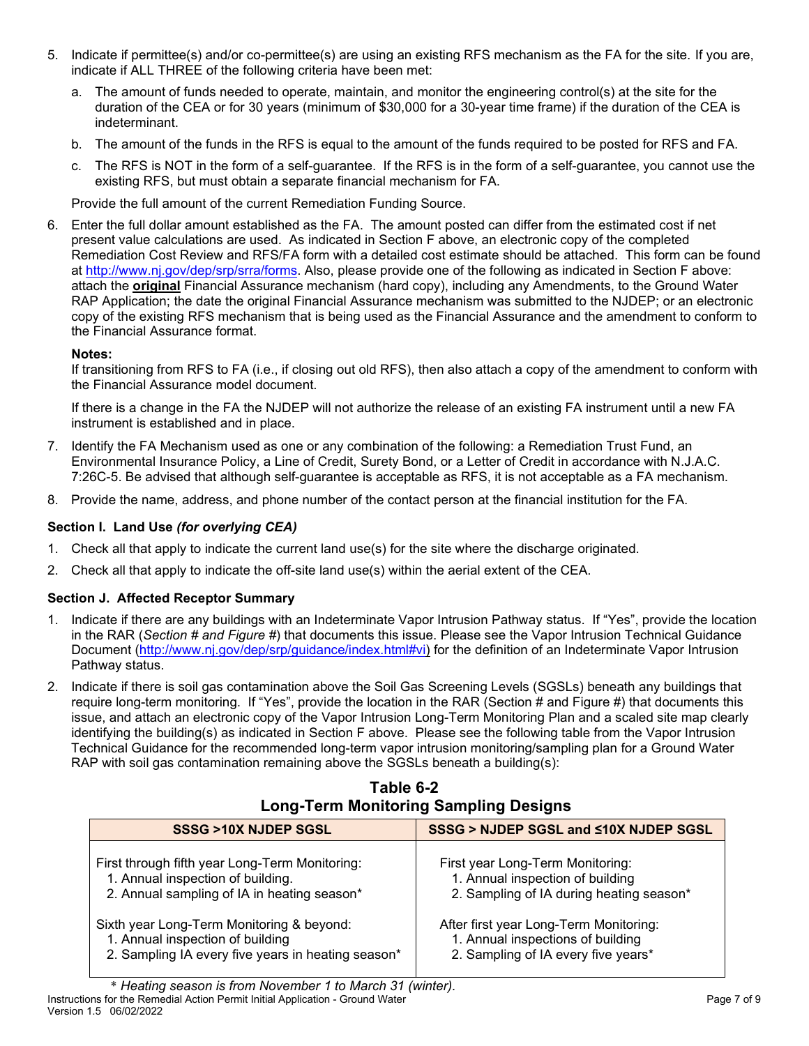5. Indicate if permittee(s) and/or co-permittee(s) are using an existing RFS mechanism as the FA for the site. If you are, indicate if ALL THREE of the following criteria have been met:
   a. The amount of funds needed to operate, maintain, and monitor the engineering control(s) at the site for the duration of the CEA or for 30 years (minimum of $30,000 for a 30-year time frame) if the duration of the CEA is indeterminant.
   b. The amount of the funds in the RFS is equal to the amount of the funds required to be posted for RFS and FA.
   c. The RFS is NOT in the form of a self-guarantee. If the RFS is in the form of a self-guarantee, you cannot use the existing RFS, but must obtain a separate financial mechanism for FA.

   Provide the full amount of the current Remediation Funding Source.

6. Enter the full dollar amount established as the FA. The amount posted can differ from the estimated cost if net present value calculations are used. As indicated in Section F above, an electronic copy of the completed Remediation Cost Review and RFS/FA form with a detailed cost estimate should be attached. This form can be found at http://www.nj.gov/dep/srp/srra/forms. Also, please provide one of the following as indicated in Section F above: attach the **original** Financial Assurance mechanism (hard copy), including any Amendments, to the Ground Water RAP Application; the date the original Financial Assurance mechanism was submitted to the NJDEP; or an electronic copy of the existing RFS mechanism that is being used as the Financial Assurance and the amendment to conform to the Financial Assurance format.

   **Notes:**
   If transitioning from RFS to FA (i.e., if closing out old RFS), then also attach a copy of the amendment to conform with the Financial Assurance model document.

   If there is a change in the FA the NJDEP will not authorize the release of an existing FA instrument until a new FA instrument is established and in place.

7. Identify the FA Mechanism used as one or any combination of the following: a Remediation Trust Fund, an Environmental Insurance Policy, a Line of Credit, Surety Bond, or a Letter of Credit in accordance with N.J.A.C. 7:26C-5. Be advised that although self-guarantee is acceptable as RFS, it is not acceptable as a FA mechanism.

8. Provide the name, address, and phone number of the contact person at the financial institution for the FA.

### Section I. Land Use *(for overlying CEA)*

1. Check all that apply to indicate the current land use(s) for the site where the discharge originated.
2. Check all that apply to indicate the off-site land use(s) within the aerial extent of the CEA.

### Section J. Affected Receptor Summary

1. Indicate if there are any buildings with an Indeterminate Vapor Intrusion Pathway status. If "Yes", provide the location in the RAR (*Section # and Figure #*) that documents this issue. Please see the Vapor Intrusion Technical Guidance Document (http://www.nj.gov/dep/srp/guidance/index.html#vi) for the definition of an Indeterminate Vapor Intrusion Pathway status.
2. Indicate if there is soil gas contamination above the Soil Gas Screening Levels (SGSLs) beneath any buildings that require long-term monitoring. If "Yes", provide the location in the RAR (Section # and Figure #) that documents this issue, and attach an electronic copy of the Vapor Intrusion Long-Term Monitoring Plan and a scaled site map clearly identifying the building(s) as indicated in Section F above. Please see the following table from the Vapor Intrusion Technical Guidance for the recommended long-term vapor intrusion monitoring/sampling plan for a Ground Water RAP with soil gas contamination remaining above the SGSLs beneath a building(s):

**Table 6-2**
**Long-Term Monitoring Sampling Designs**

| SSSG >10X NJDEP SGSL | SSSG > NJDEP SGSL and ≤10X NJDEP SGSL |
|---|---|
| First through fifth year Long-Term Monitoring:<br>1. Annual inspection of building.<br>2. Annual sampling of IA in heating season*<br><br>Sixth year Long-Term Monitoring & beyond:<br>1. Annual inspection of building<br>2. Sampling IA every five years in heating season* | First year Long-Term Monitoring:<br>1. Annual inspection of building<br>2. Sampling of IA during heating season*<br><br>After first year Long-Term Monitoring:<br>1. Annual inspections of building<br>2. Sampling of IA every five years* |

*\* Heating season is from November 1 to March 31 (winter).*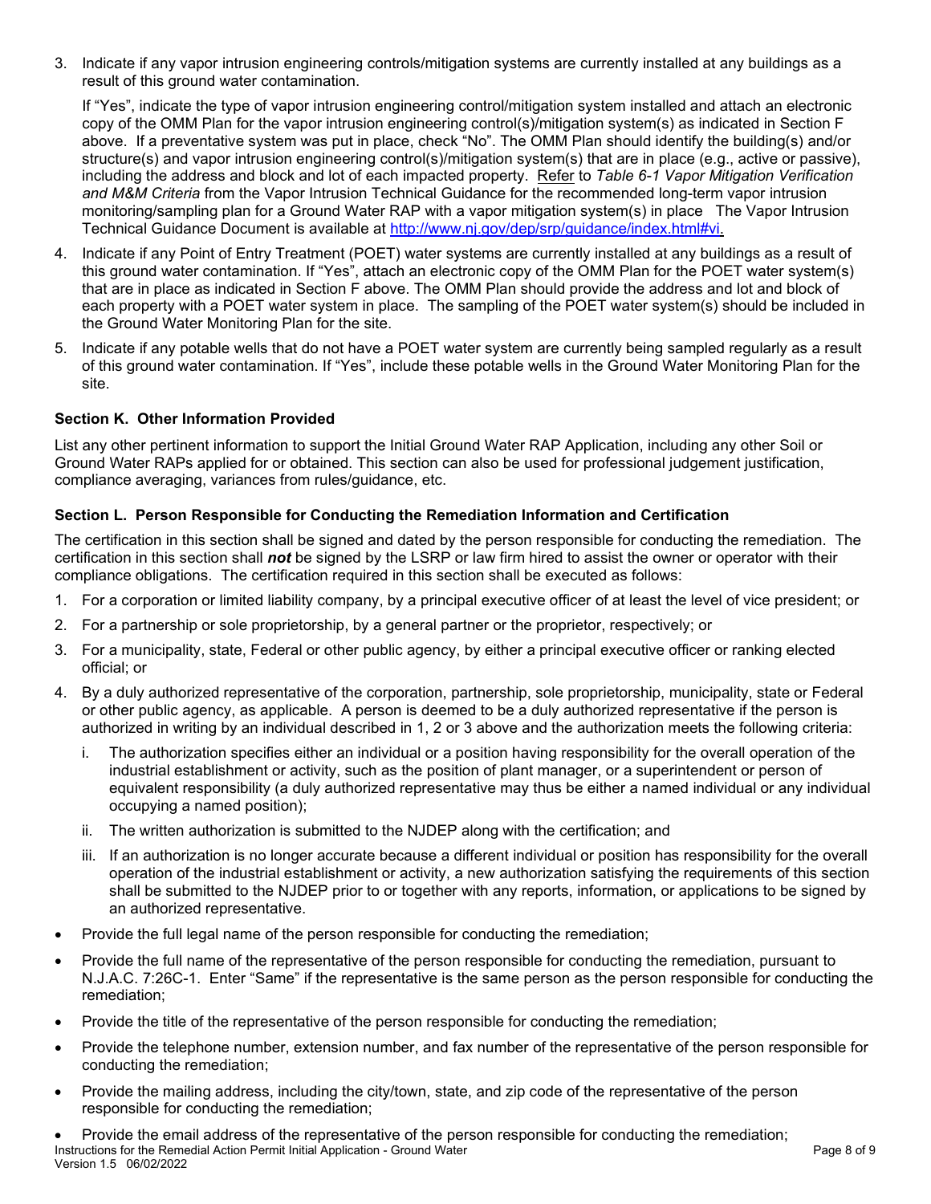3. Indicate if any vapor intrusion engineering controls/mitigation systems are currently installed at any buildings as a result of this ground water contamination.

   If "Yes", indicate the type of vapor intrusion engineering control/mitigation system installed and attach an electronic copy of the OMM Plan for the vapor intrusion engineering control(s)/mitigation system(s) as indicated in Section F above. If a preventative system was put in place, check "No". The OMM Plan should identify the building(s) and/or structure(s) and vapor intrusion engineering control(s)/mitigation system(s) that are in place (e.g., active or passive), including the address and block and lot of each impacted property. Refer to *Table 6-1 Vapor Mitigation Verification and M&M Criteria* from the Vapor Intrusion Technical Guidance for the recommended long-term vapor intrusion monitoring/sampling plan for a Ground Water RAP with a vapor mitigation system(s) in place The Vapor Intrusion Technical Guidance Document is available at http://www.nj.gov/dep/srp/guidance/index.html#vi.

4. Indicate if any Point of Entry Treatment (POET) water systems are currently installed at any buildings as a result of this ground water contamination. If "Yes", attach an electronic copy of the OMM Plan for the POET water system(s) that are in place as indicated in Section F above. The OMM Plan should provide the address and lot and block of each property with a POET water system in place. The sampling of the POET water system(s) should be included in the Ground Water Monitoring Plan for the site.

5. Indicate if any potable wells that do not have a POET water system are currently being sampled regularly as a result of this ground water contamination. If "Yes", include these potable wells in the Ground Water Monitoring Plan for the site.

### Section K. Other Information Provided

List any other pertinent information to support the Initial Ground Water RAP Application, including any other Soil or Ground Water RAPs applied for or obtained. This section can also be used for professional judgement justification, compliance averaging, variances from rules/guidance, etc.

### Section L. Person Responsible for Conducting the Remediation Information and Certification

The certification in this section shall be signed and dated by the person responsible for conducting the remediation. The certification in this section shall ***not*** be signed by the LSRP or law firm hired to assist the owner or operator with their compliance obligations. The certification required in this section shall be executed as follows:

1. For a corporation or limited liability company, by a principal executive officer of at least the level of vice president; or
2. For a partnership or sole proprietorship, by a general partner or the proprietor, respectively; or
3. For a municipality, state, Federal or other public agency, by either a principal executive officer or ranking elected official; or
4. By a duly authorized representative of the corporation, partnership, sole proprietorship, municipality, state or Federal or other public agency, as applicable. A person is deemed to be a duly authorized representative if the person is authorized in writing by an individual described in 1, 2 or 3 above and the authorization meets the following criteria:
   i. The authorization specifies either an individual or a position having responsibility for the overall operation of the industrial establishment or activity, such as the position of plant manager, or a superintendent or person of equivalent responsibility (a duly authorized representative may thus be either a named individual or any individual occupying a named position);
   ii. The written authorization is submitted to the NJDEP along with the certification; and
   iii. If an authorization is no longer accurate because a different individual or position has responsibility for the overall operation of the industrial establishment or activity, a new authorization satisfying the requirements of this section shall be submitted to the NJDEP prior to or together with any reports, information, or applications to be signed by an authorized representative.

- Provide the full legal name of the person responsible for conducting the remediation;
- Provide the full name of the representative of the person responsible for conducting the remediation, pursuant to N.J.A.C. 7:26C-1. Enter "Same" if the representative is the same person as the person responsible for conducting the remediation;
- Provide the title of the representative of the person responsible for conducting the remediation;
- Provide the telephone number, extension number, and fax number of the representative of the person responsible for conducting the remediation;
- Provide the mailing address, including the city/town, state, and zip code of the representative of the person responsible for conducting the remediation;
- Provide the email address of the representative of the person responsible for conducting the remediation;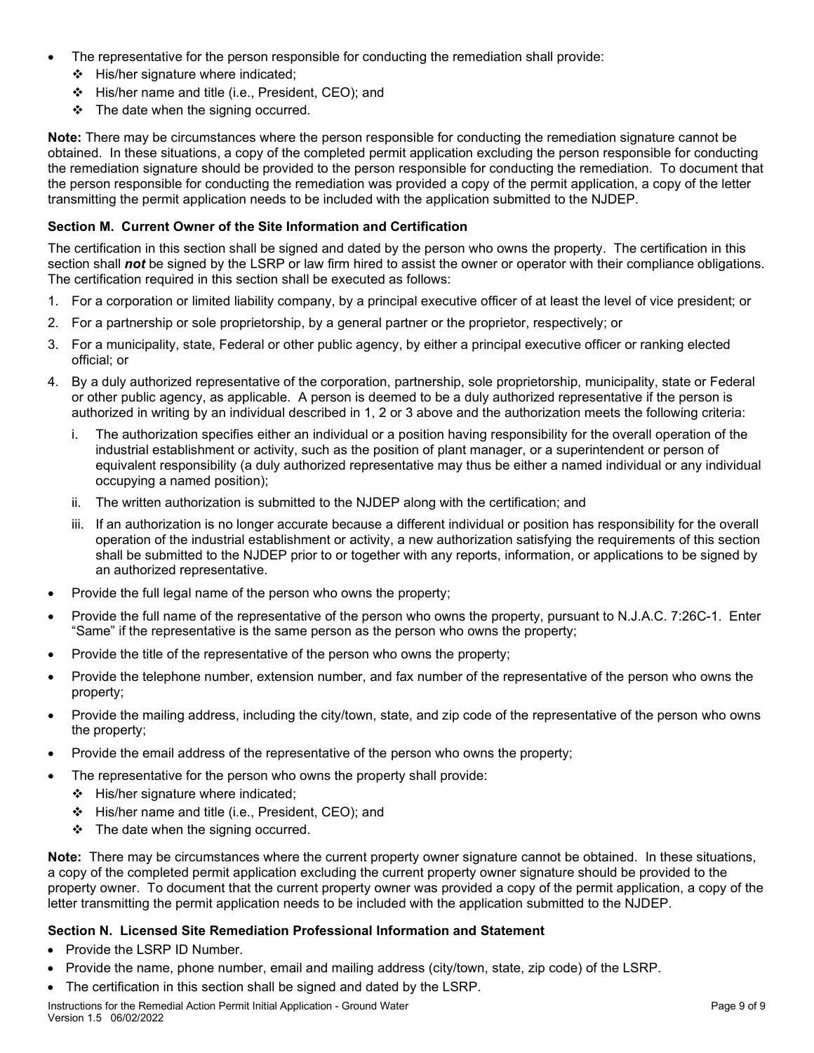- The representative for the person responsible for conducting the remediation shall provide:
  - His/her signature where indicated;
  - His/her name and title (i.e., President, CEO); and
  - The date when the signing occurred.

**Note:** There may be circumstances where the person responsible for conducting the remediation signature cannot be obtained. In these situations, a copy of the completed permit application excluding the person responsible for conducting the remediation signature should be provided to the person responsible for conducting the remediation. To document that the person responsible for conducting the remediation was provided a copy of the permit application, a copy of the letter transmitting the permit application needs to be included with the application submitted to the NJDEP.

### Section M. Current Owner of the Site Information and Certification

The certification in this section shall be signed and dated by the person who owns the property. The certification in this section shall ***not*** be signed by the LSRP or law firm hired to assist the owner or operator with their compliance obligations. The certification required in this section shall be executed as follows:

1. For a corporation or limited liability company, by a principal executive officer of at least the level of vice president; or
2. For a partnership or sole proprietorship, by a general partner or the proprietor, respectively; or
3. For a municipality, state, Federal or other public agency, by either a principal executive officer or ranking elected official; or
4. By a duly authorized representative of the corporation, partnership, sole proprietorship, municipality, state or Federal or other public agency, as applicable. A person is deemed to be a duly authorized representative if the person is authorized in writing by an individual described in 1, 2 or 3 above and the authorization meets the following criteria:
   i. The authorization specifies either an individual or a position having responsibility for the overall operation of the industrial establishment or activity, such as the position of plant manager, or a superintendent or person of equivalent responsibility (a duly authorized representative may thus be either a named individual or any individual occupying a named position);
   ii. The written authorization is submitted to the NJDEP along with the certification; and
   iii. If an authorization is no longer accurate because a different individual or position has responsibility for the overall operation of the industrial establishment or activity, a new authorization satisfying the requirements of this section shall be submitted to the NJDEP prior to or together with any reports, information, or applications to be signed by an authorized representative.

- Provide the full legal name of the person who owns the property;
- Provide the full name of the representative of the person who owns the property, pursuant to N.J.A.C. 7:26C-1. Enter "Same" if the representative is the same person as the person who owns the property;
- Provide the title of the representative of the person who owns the property;
- Provide the telephone number, extension number, and fax number of the representative of the person who owns the property;
- Provide the mailing address, including the city/town, state, and zip code of the representative of the person who owns the property;
- Provide the email address of the representative of the person who owns the property;
- The representative for the person who owns the property shall provide:
  - His/her signature where indicated;
  - His/her name and title (i.e., President, CEO); and
  - The date when the signing occurred.

**Note:** There may be circumstances where the current property owner signature cannot be obtained. In these situations, a copy of the completed permit application excluding the current property owner signature should be provided to the property owner. To document that the current property owner was provided a copy of the permit application, a copy of the letter transmitting the permit application needs to be included with the application submitted to the NJDEP.

### Section N. Licensed Site Remediation Professional Information and Statement

- Provide the LSRP ID Number.
- Provide the name, phone number, email and mailing address (city/town, state, zip code) of the LSRP.
- The certification in this section shall be signed and dated by the LSRP.